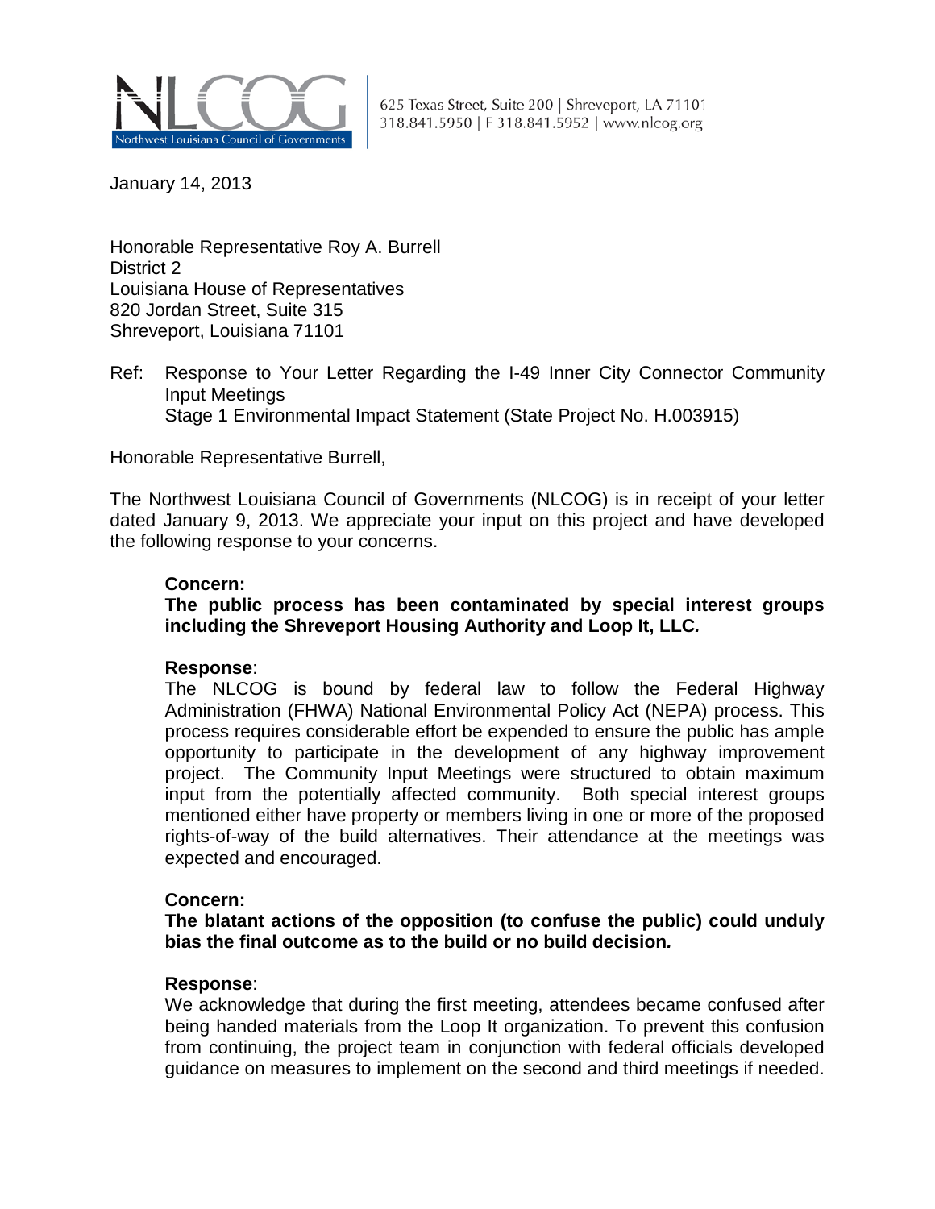**NLCOG** Northwest Louisiana Council of Governments

625 Texas Street, Suite 200 | Shreveport, LA 71101
318.841.5950 | F 318.841.5952 | www.nlcog.org

January 14, 2013

Honorable Representative Roy A. Burrell
District 2
Louisiana House of Representatives
820 Jordan Street, Suite 315
Shreveport, Louisiana 71101

Ref: Response to Your Letter Regarding the I-49 Inner City Connector Community Input Meetings
Stage 1 Environmental Impact Statement (State Project No. H.003915)

Honorable Representative Burrell,

The Northwest Louisiana Council of Governments (NLCOG) is in receipt of your letter dated January 9, 2013. We appreciate your input on this project and have developed the following response to your concerns.

**Concern:**
**The public process has been contaminated by special interest groups including the Shreveport Housing Authority and Loop It, LLC.**

**Response**:
The NLCOG is bound by federal law to follow the Federal Highway Administration (FHWA) National Environmental Policy Act (NEPA) process. This process requires considerable effort be expended to ensure the public has ample opportunity to participate in the development of any highway improvement project. The Community Input Meetings were structured to obtain maximum input from the potentially affected community. Both special interest groups mentioned either have property or members living in one or more of the proposed rights-of-way of the build alternatives. Their attendance at the meetings was expected and encouraged.

**Concern:**
**The blatant actions of the opposition (to confuse the public) could unduly bias the final outcome as to the build or no build decision.**

**Response**:
We acknowledge that during the first meeting, attendees became confused after being handed materials from the Loop It organization. To prevent this confusion from continuing, the project team in conjunction with federal officials developed guidance on measures to implement on the second and third meetings if needed.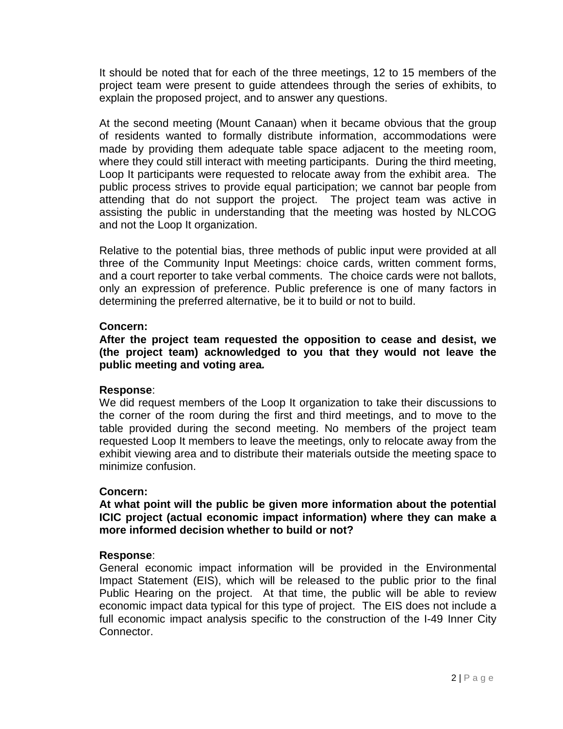It should be noted that for each of the three meetings, 12 to 15 members of the project team were present to guide attendees through the series of exhibits, to explain the proposed project, and to answer any questions.

At the second meeting (Mount Canaan) when it became obvious that the group of residents wanted to formally distribute information, accommodations were made by providing them adequate table space adjacent to the meeting room, where they could still interact with meeting participants. During the third meeting, Loop It participants were requested to relocate away from the exhibit area. The public process strives to provide equal participation; we cannot bar people from attending that do not support the project. The project team was active in assisting the public in understanding that the meeting was hosted by NLCOG and not the Loop It organization.

Relative to the potential bias, three methods of public input were provided at all three of the Community Input Meetings: choice cards, written comment forms, and a court reporter to take verbal comments. The choice cards were not ballots, only an expression of preference. Public preference is one of many factors in determining the preferred alternative, be it to build or not to build.

**Concern:**
**After the project team requested the opposition to cease and desist, we (the project team) acknowledged to you that they would not leave the public meeting and voting area*.***

**Response**:
We did request members of the Loop It organization to take their discussions to the corner of the room during the first and third meetings, and to move to the table provided during the second meeting. No members of the project team requested Loop It members to leave the meetings, only to relocate away from the exhibit viewing area and to distribute their materials outside the meeting space to minimize confusion.

**Concern:**
**At what point will the public be given more information about the potential ICIC project (actual economic impact information) where they can make a more informed decision whether to build or not?**

**Response**:
General economic impact information will be provided in the Environmental Impact Statement (EIS), which will be released to the public prior to the final Public Hearing on the project. At that time, the public will be able to review economic impact data typical for this type of project. The EIS does not include a full economic impact analysis specific to the construction of the I-49 Inner City Connector.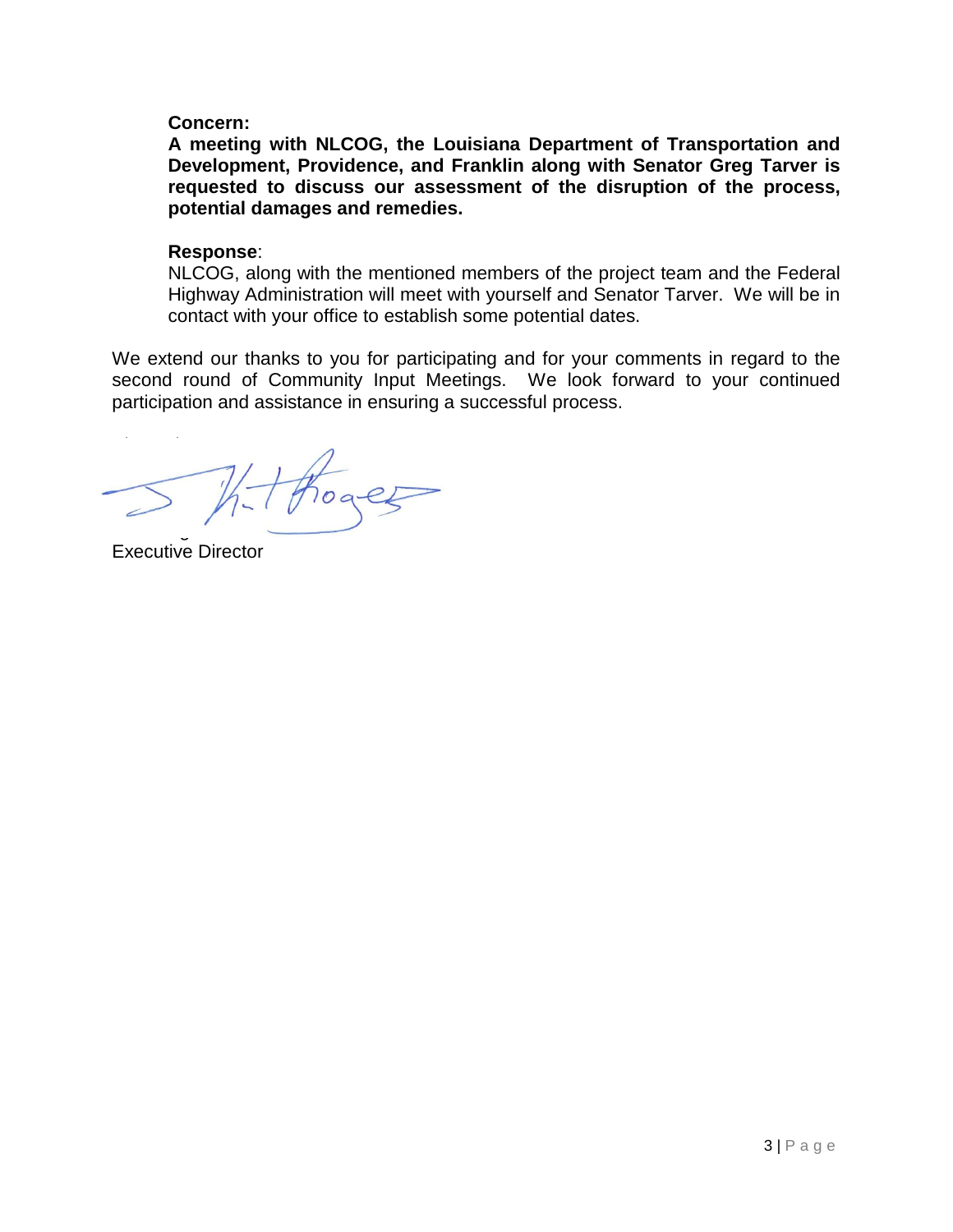**Concern:**
**A meeting with NLCOG, the Louisiana Department of Transportation and Development, Providence, and Franklin along with Senator Greg Tarver is requested to discuss our assessment of the disruption of the process, potential damages and remedies.**

**Response**:
NLCOG, along with the mentioned members of the project team and the Federal Highway Administration will meet with yourself and Senator Tarver. We will be in contact with your office to establish some potential dates.

We extend our thanks to you for participating and for your comments in regard to the second round of Community Input Meetings. We look forward to your continued participation and assistance in ensuring a successful process.

Executive Director